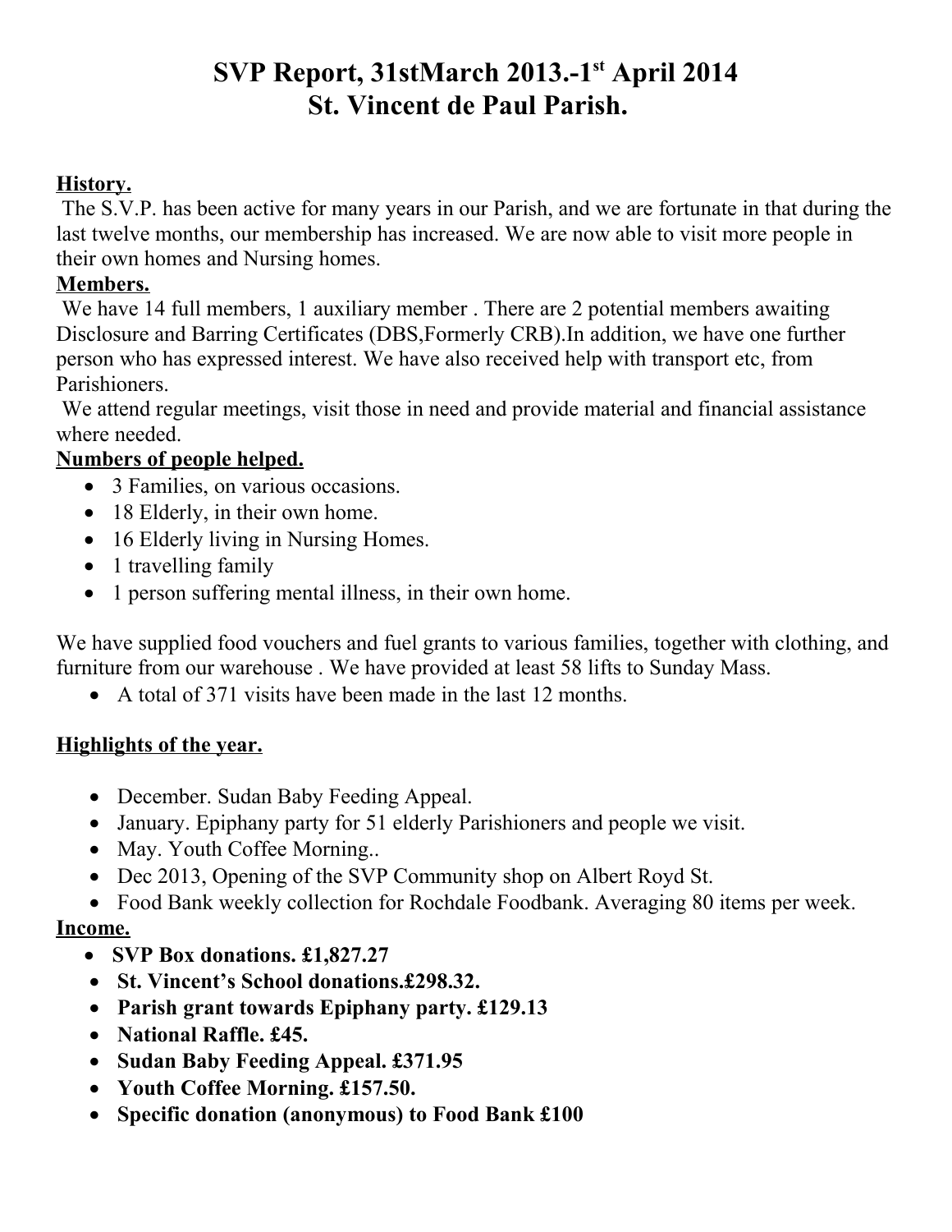# SVP Report, 31stMarch 2013.-1st April 2014
# St. Vincent de Paul Parish.

**History.**

The S.V.P. has been active for many years in our Parish, and we are fortunate in that during the last twelve months, our membership has increased. We are now able to visit more people in their own homes and Nursing homes.

**Members.**

We have 14 full members, 1 auxiliary member . There are 2 potential members awaiting Disclosure and Barring Certificates (DBS,Formerly CRB).In addition, we have one further person who has expressed interest. We have also received help with transport etc, from Parishioners.

We attend regular meetings, visit those in need and provide material and financial assistance where needed.

**Numbers of people helped.**

- 3 Families, on various occasions.
- 18 Elderly, in their own home.
- 16 Elderly living in Nursing Homes.
- 1 travelling family
- 1 person suffering mental illness, in their own home.

We have supplied food vouchers and fuel grants to various families, together with clothing, and furniture from our warehouse . We have provided at least 58 lifts to Sunday Mass.

- A total of 371 visits have been made in the last 12 months.

**Highlights of the year.**

- December. Sudan Baby Feeding Appeal.
- January. Epiphany party for 51 elderly Parishioners and people we visit.
- May. Youth Coffee Morning..
- Dec 2013, Opening of the SVP Community shop on Albert Royd St.
- Food Bank weekly collection for Rochdale Foodbank. Averaging 80 items per week.

**Income.**

- **SVP Box donations. £1,827.27**
- **St. Vincent's School donations.£298.32.**
- **Parish grant towards Epiphany party. £129.13**
- **National Raffle. £45.**
- **Sudan Baby Feeding Appeal. £371.95**
- **Youth Coffee Morning. £157.50.**
- **Specific donation (anonymous) to Food Bank £100**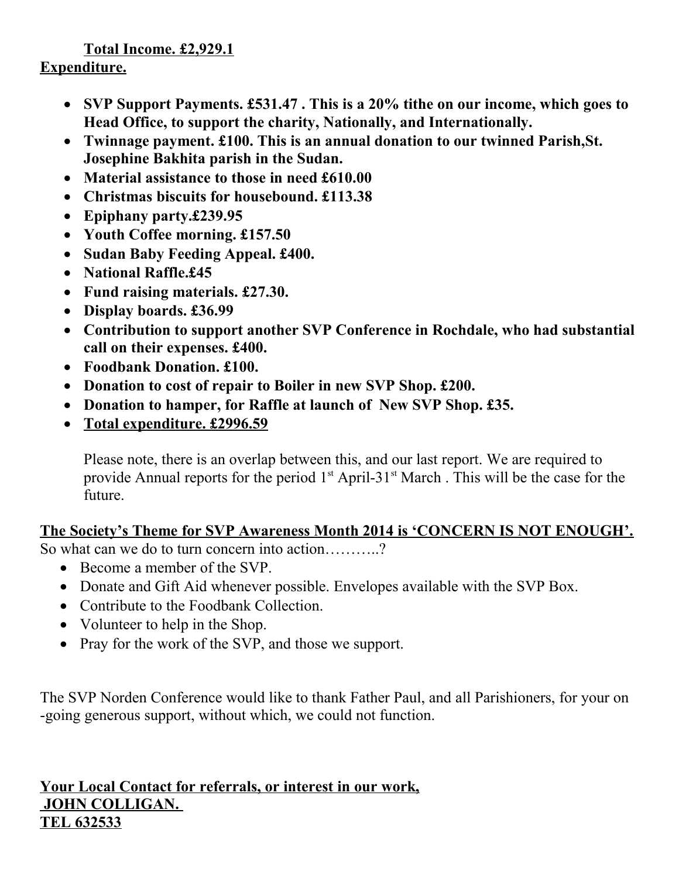**<u>Total Income. £2,929.1</u>**

**<u>Expenditure.</u>**

- **SVP Support Payments. £531.47 . This is a 20% tithe on our income, which goes to Head Office, to support the charity, Nationally, and Internationally.**
- **Twinnage payment. £100. This is an annual donation to our twinned Parish,St. Josephine Bakhita parish in the Sudan.**
- **Material assistance to those in need £610.00**
- **Christmas biscuits for housebound. £113.38**
- **Epiphany party.£239.95**
- **Youth Coffee morning. £157.50**
- **Sudan Baby Feeding Appeal. £400.**
- **National Raffle.£45**
- **Fund raising materials. £27.30.**
- **Display boards. £36.99**
- **Contribution to support another SVP Conference in Rochdale, who had substantial call on their expenses. £400.**
- **Foodbank Donation. £100.**
- **Donation to cost of repair to Boiler in new SVP Shop. £200.**
- **Donation to hamper, for Raffle at launch of New SVP Shop. £35.**
- **<u>Total expenditure. £2996.59</u>**

Please note, there is an overlap between this, and our last report. We are required to provide Annual reports for the period 1st April-31st March . This will be the case for the future.

**<u>The Society's Theme for SVP Awareness Month 2014 is 'CONCERN IS NOT ENOUGH'.</u>**

So what can we do to turn concern into action………..?

- Become a member of the SVP.
- Donate and Gift Aid whenever possible. Envelopes available with the SVP Box.
- Contribute to the Foodbank Collection.
- Volunteer to help in the Shop.
- Pray for the work of the SVP, and those we support.

The SVP Norden Conference would like to thank Father Paul, and all Parishioners, for your on -going generous support, without which, we could not function.

**<u>Your Local Contact for referrals, or interest in our work,</u>**
**<u>JOHN COLLIGAN.</u>**
**<u>TEL 632533</u>**